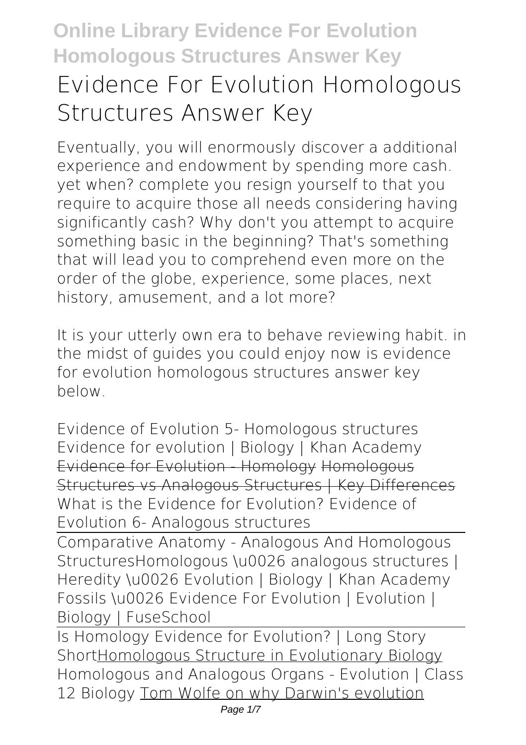# Evidence For Evolution Homologous Structures Answer Key

Eventually, you will enormously discover a additional experience and endowment by spending more cash. yet when? complete you resign yourself to that you require to acquire those all needs considering having significantly cash? Why don't you attempt to acquire something basic in the beginning? That's something that will lead you to comprehend even more on the order of the globe, experience, some places, next history, amusement, and a lot more?

It is your utterly own era to behave reviewing habit. in the midst of guides you could enjoy now is **evidence for evolution homologous structures answer key** below.

*Evidence of Evolution 5- Homologous structures* *Evidence for evolution | Biology | Khan Academy* Evidence for Evolution - Homology Homologous Structures vs Analogous Structures | Key Differences *What is the Evidence for Evolution? Evidence of Evolution 6- Analogous structures*

Comparative Anatomy - Analogous And Homologous Structures*Homologous \u0026 analogous structures | Heredity \u0026 Evolution | Biology | Khan Academy* *Fossils \u0026 Evidence For Evolution | Evolution | Biology | FuseSchool*

Is Homology Evidence for Evolution? | Long Story ShortHomologous Structure in Evolutionary Biology *Homologous and Analogous Organs - Evolution | Class 12 Biology* Tom Wolfe on why Darwin's evolution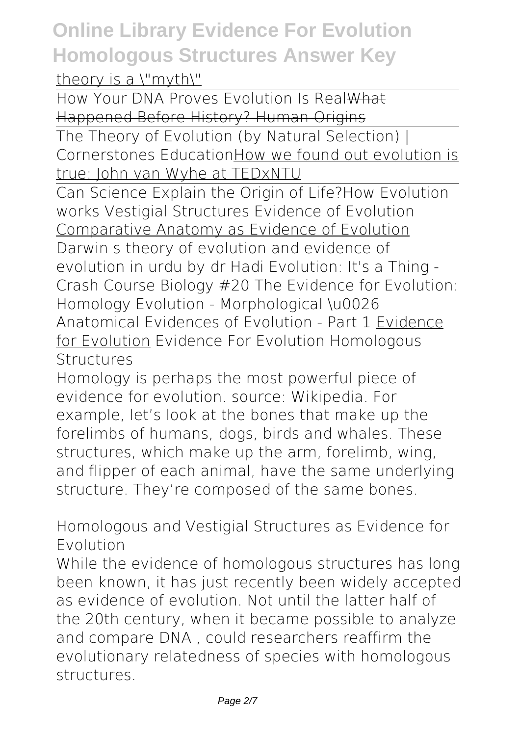theory is a \"myth\"

How Your DNA Proves Evolution Is RealWhat Happened Before History? Human Origins

The Theory of Evolution (by Natural Selection) | Cornerstones EducationHow we found out evolution is true: John van Wyhe at TEDxNTU

Can Science Explain the Origin of Life?How Evolution works Vestigial Structures Evidence of Evolution Comparative Anatomy as Evidence of Evolution Darwin s theory of evolution and evidence of evolution in urdu by dr Hadi Evolution: It's a Thing - Crash Course Biology #20 The Evidence for Evolution: Homology Evolution - Morphological \u0026 Anatomical Evidences of Evolution - Part 1 Evidence for Evolution Evidence For Evolution Homologous Structures

Homology is perhaps the most powerful piece of evidence for evolution. source: Wikipedia. For example, let's look at the bones that make up the forelimbs of humans, dogs, birds and whales. These structures, which make up the arm, forelimb, wing, and flipper of each animal, have the same underlying structure. They're composed of the same bones.

Homologous and Vestigial Structures as Evidence for Evolution

While the evidence of homologous structures has long been known, it has just recently been widely accepted as evidence of evolution. Not until the latter half of the 20th century, when it became possible to analyze and compare DNA , could researchers reaffirm the evolutionary relatedness of species with homologous structures.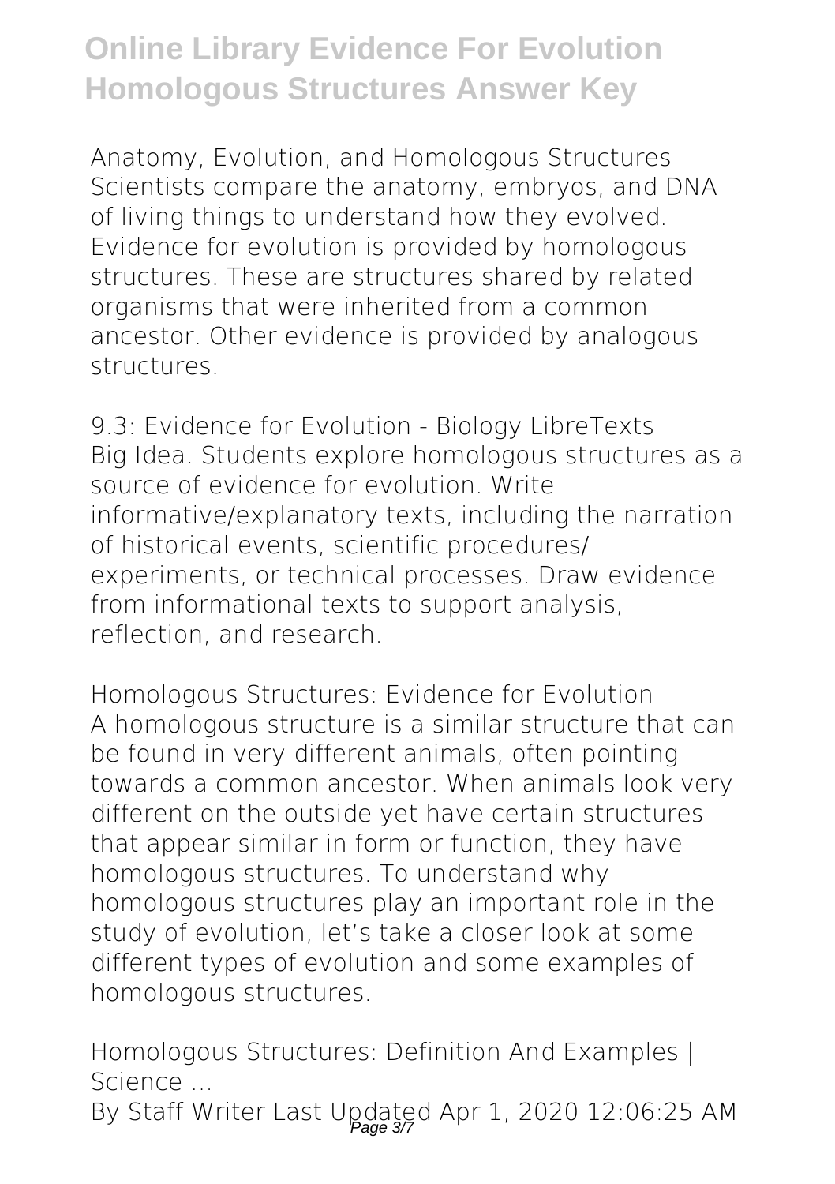Anatomy, Evolution, and Homologous Structures Scientists compare the anatomy, embryos, and DNA of living things to understand how they evolved. Evidence for evolution is provided by homologous structures. These are structures shared by related organisms that were inherited from a common ancestor. Other evidence is provided by analogous structures.

*9.3: Evidence for Evolution - Biology LibreTexts*

Big Idea. Students explore homologous structures as a source of evidence for evolution. Write informative/explanatory texts, including the narration of historical events, scientific procedures/ experiments, or technical processes. Draw evidence from informational texts to support analysis, reflection, and research.

*Homologous Structures: Evidence for Evolution*

A homologous structure is a similar structure that can be found in very different animals, often pointing towards a common ancestor. When animals look very different on the outside yet have certain structures that appear similar in form or function, they have homologous structures. To understand why homologous structures play an important role in the study of evolution, let's take a closer look at some different types of evolution and some examples of homologous structures.

*Homologous Structures: Definition And Examples | Science ...*

By Staff Writer Last Updated Apr 1, 2020 12:06:25 AM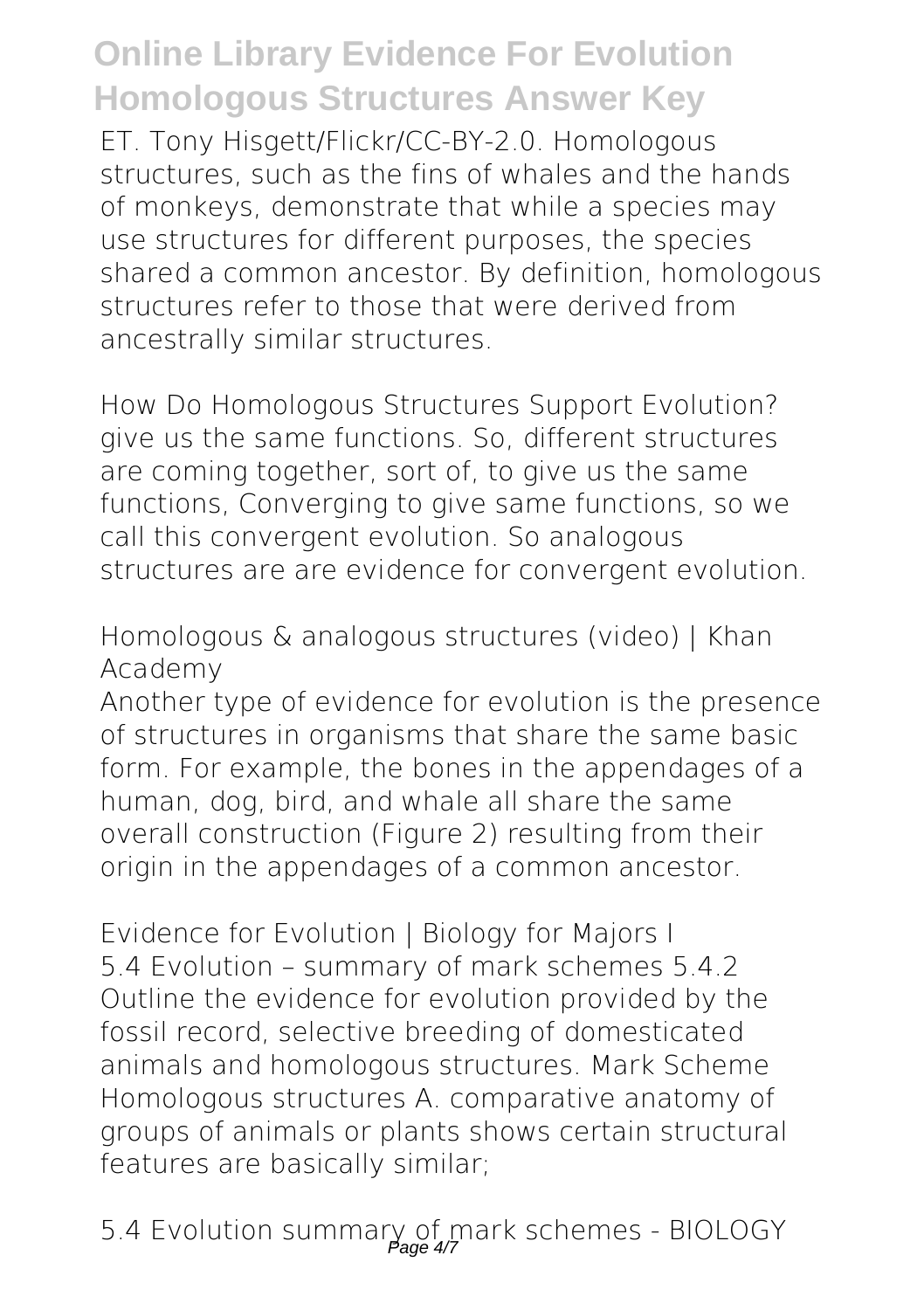ET. Tony Hisgett/Flickr/CC-BY-2.0. Homologous structures, such as the fins of whales and the hands of monkeys, demonstrate that while a species may use structures for different purposes, the species shared a common ancestor. By definition, homologous structures refer to those that were derived from ancestrally similar structures.

*How Do Homologous Structures Support Evolution?*
give us the same functions. So, different structures are coming together, sort of, to give us the same functions, Converging to give same functions, so we call this convergent evolution. So analogous structures are are evidence for convergent evolution.

*Homologous & analogous structures (video) | Khan Academy*
Another type of evidence for evolution is the presence of structures in organisms that share the same basic form. For example, the bones in the appendages of a human, dog, bird, and whale all share the same overall construction (Figure 2) resulting from their origin in the appendages of a common ancestor.

*Evidence for Evolution | Biology for Majors I*
5.4 Evolution – summary of mark schemes 5.4.2 Outline the evidence for evolution provided by the fossil record, selective breeding of domesticated animals and homologous structures. Mark Scheme Homologous structures A. comparative anatomy of groups of animals or plants shows certain structural features are basically similar;

*5.4 Evolution summary of mark schemes - BIOLOGY*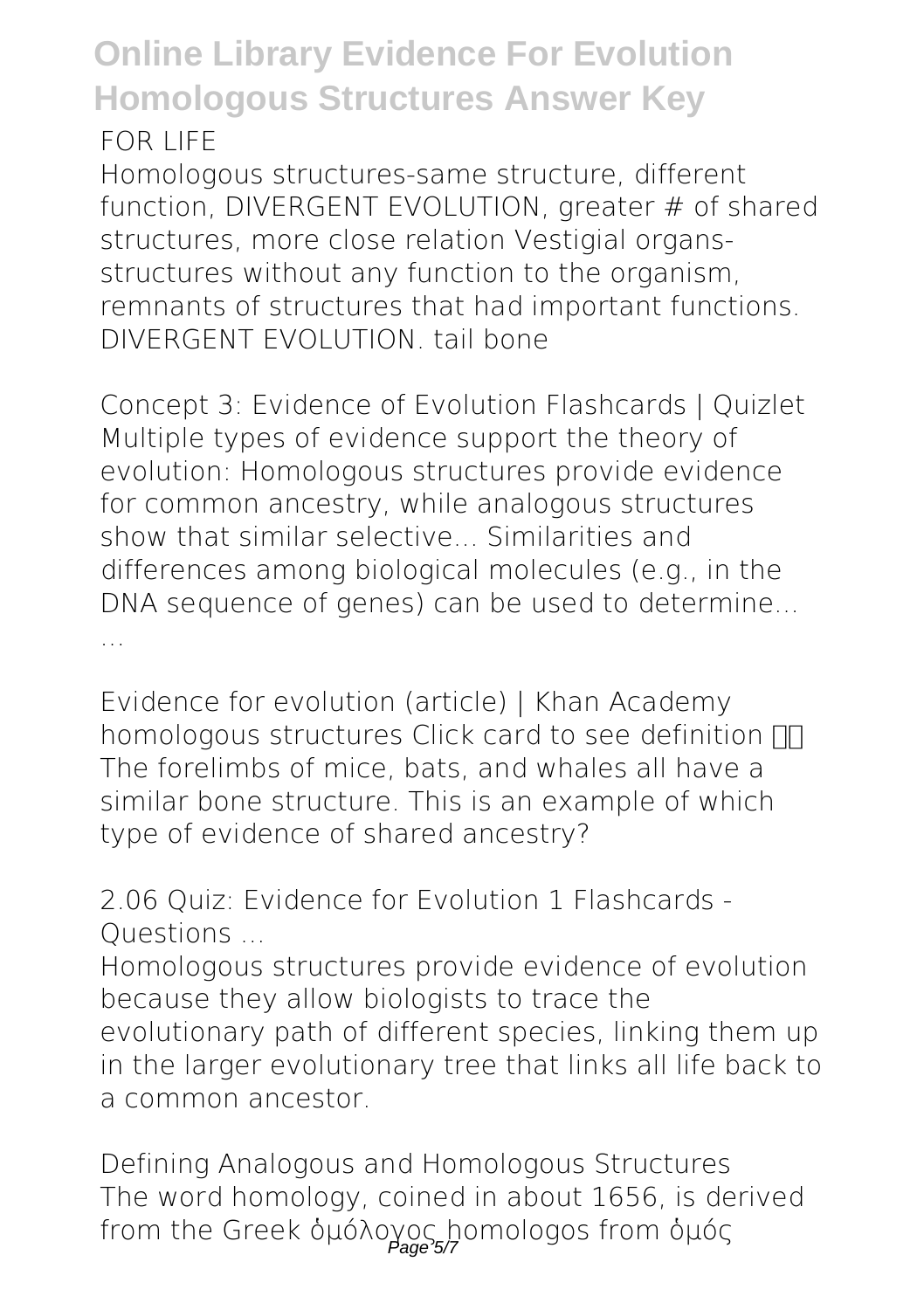FOR LIFE

Homologous structures-same structure, different function, DIVERGENT EVOLUTION, greater # of shared structures, more close relation Vestigial organs-structures without any function to the organism, remnants of structures that had important functions. DIVERGENT EVOLUTION. tail bone

**Concept 3: Evidence of Evolution Flashcards | Quizlet**

Multiple types of evidence support the theory of evolution: Homologous structures provide evidence for common ancestry, while analogous structures show that similar selective... Similarities and differences among biological molecules (e.g., in the DNA sequence of genes) can be used to determine... ...

**Evidence for evolution (article) | Khan Academy**

homologous structures Click card to see definition 👆 The forelimbs of mice, bats, and whales all have a similar bone structure. This is an example of which type of evidence of shared ancestry?

**2.06 Quiz: Evidence for Evolution 1 Flashcards - Questions ...**

Homologous structures provide evidence of evolution because they allow biologists to trace the evolutionary path of different species, linking them up in the larger evolutionary tree that links all life back to a common ancestor.

**Defining Analogous and Homologous Structures**

The word homology, coined in about 1656, is derived from the Greek ὁμόλογος homologos from ὁμός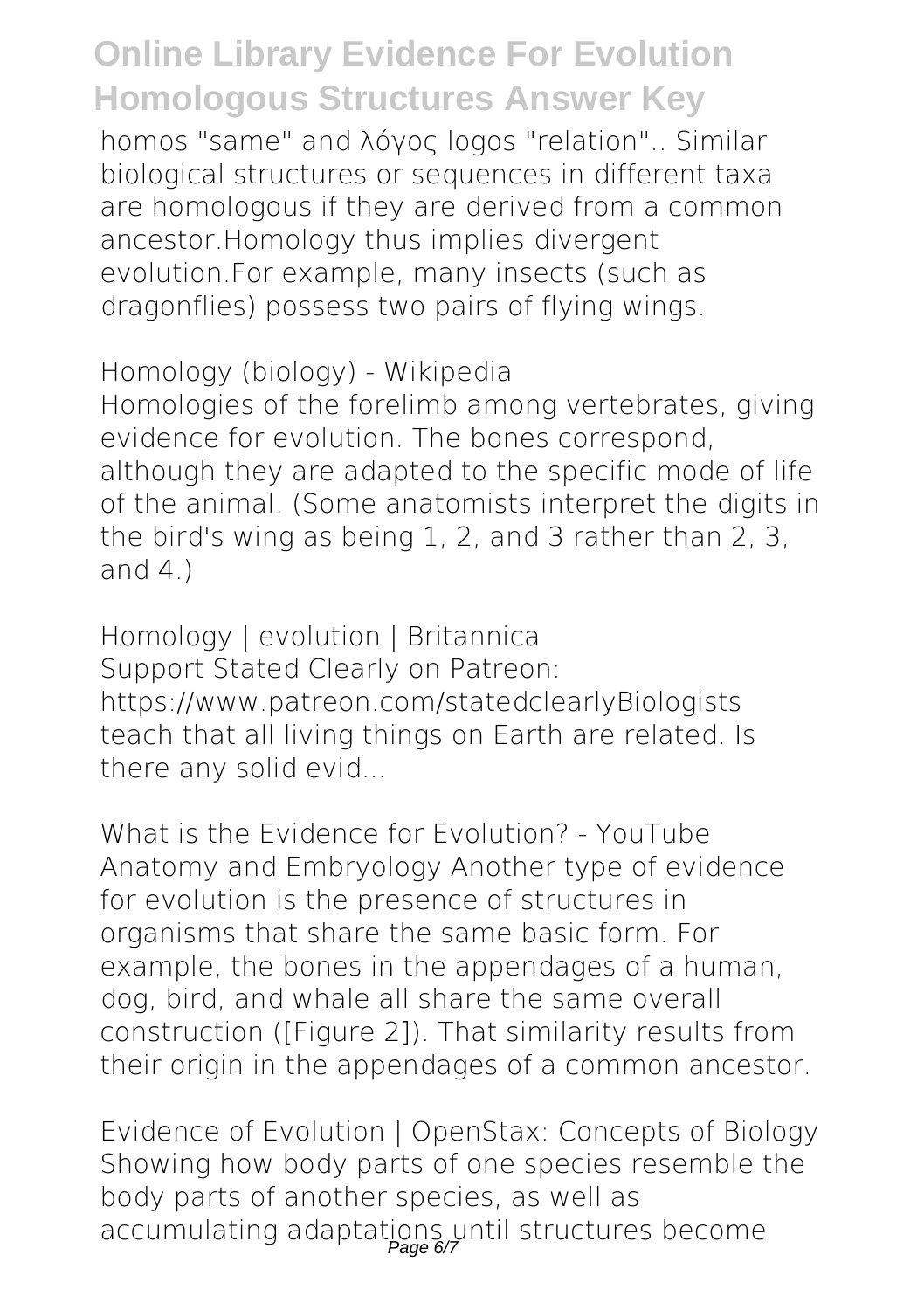homos "same" and λόγος logos "relation".. Similar biological structures or sequences in different taxa are homologous if they are derived from a common ancestor.Homology thus implies divergent evolution.For example, many insects (such as dragonflies) possess two pairs of flying wings.

Homology (biology) - Wikipedia

Homologies of the forelimb among vertebrates, giving evidence for evolution. The bones correspond, although they are adapted to the specific mode of life of the animal. (Some anatomists interpret the digits in the bird's wing as being 1, 2, and 3 rather than 2, 3, and 4.)

Homology | evolution | Britannica

Support Stated Clearly on Patreon: https://www.patreon.com/statedclearlyBiologists teach that all living things on Earth are related. Is there any solid evid...

What is the Evidence for Evolution? - YouTube

Anatomy and Embryology Another type of evidence for evolution is the presence of structures in organisms that share the same basic form. For example, the bones in the appendages of a human, dog, bird, and whale all share the same overall construction ([Figure 2]). That similarity results from their origin in the appendages of a common ancestor.

Evidence of Evolution | OpenStax: Concepts of Biology

Showing how body parts of one species resemble the body parts of another species, as well as accumulating adaptations until structures become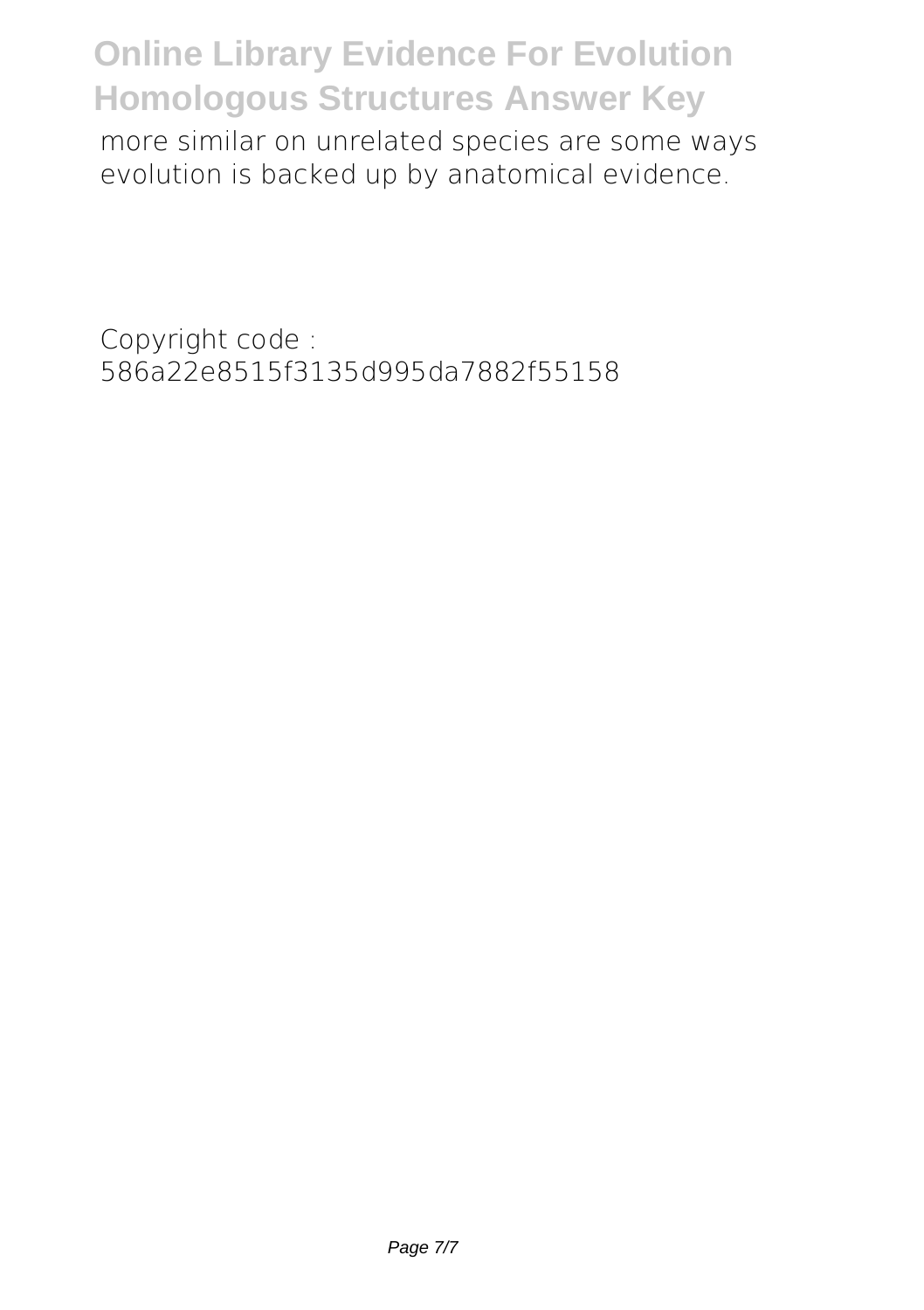more similar on unrelated species are some ways evolution is backed up by anatomical evidence.

Copyright code : 586a22e8515f3135d995da7882f55158